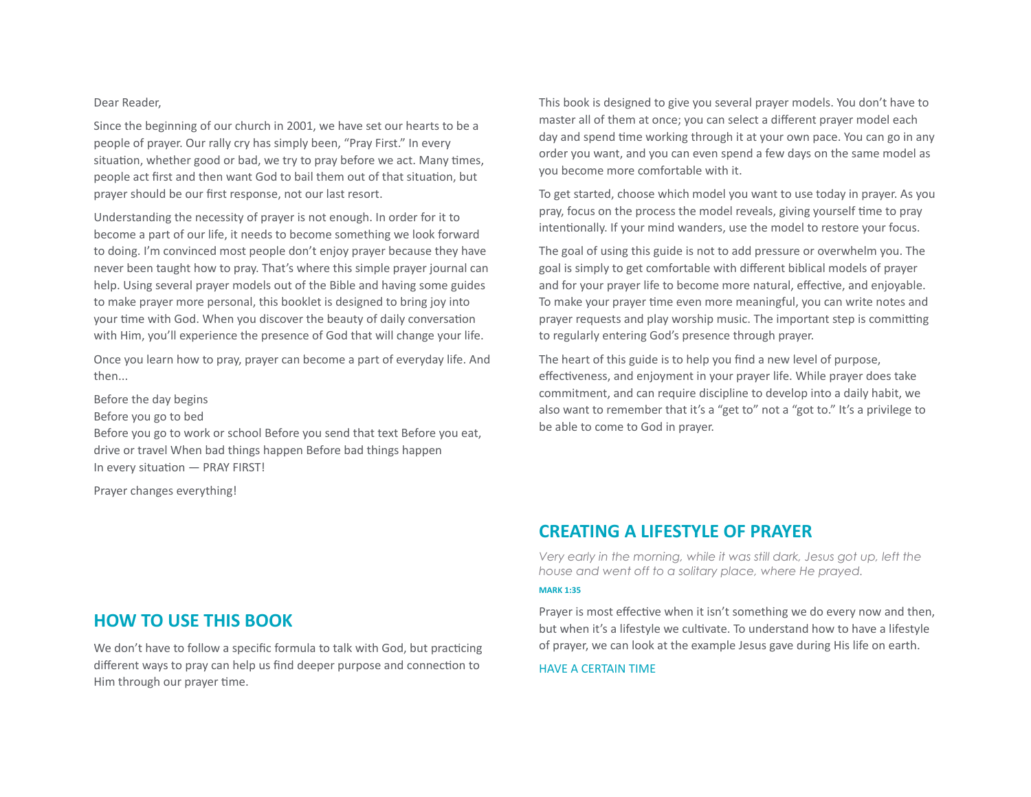Dear Reader,

Since the beginning of our church in 2001, we have set our hearts to be a people of prayer. Our rally cry has simply been, “Pray First.” In every situation, whether good or bad, we try to pray before we act. Many times, people act first and then want God to bail them out of that situation, but prayer should be our first response, not our last resort.

Understanding the necessity of prayer is not enough. In order for it to become a part of our life, it needs to become something we look forward to doing. I’m convinced most people don’t enjoy prayer because they have never been taught how to pray. That’s where this simple prayer journal can help. Using several prayer models out of the Bible and having some guides to make prayer more personal, this booklet is designed to bring joy into your time with God. When you discover the beauty of daily conversation with Him, you’ll experience the presence of God that will change your life.

Once you learn how to pray, prayer can become a part of everyday life. And then...

Before the day begins
Before you go to bed
Before you go to work or school Before you send that text Before you eat, drive or travel When bad things happen Before bad things happen
In every situation — PRAY FIRST!

Prayer changes everything!

## HOW TO USE THIS BOOK

We don’t have to follow a specific formula to talk with God, but practicing different ways to pray can help us find deeper purpose and connection to Him through our prayer time.

This book is designed to give you several prayer models. You don’t have to master all of them at once; you can select a different prayer model each day and spend time working through it at your own pace. You can go in any order you want, and you can even spend a few days on the same model as you become more comfortable with it.

To get started, choose which model you want to use today in prayer. As you pray, focus on the process the model reveals, giving yourself time to pray intentionally. If your mind wanders, use the model to restore your focus.

The goal of using this guide is not to add pressure or overwhelm you. The goal is simply to get comfortable with different biblical models of prayer and for your prayer life to become more natural, effective, and enjoyable. To make your prayer time even more meaningful, you can write notes and prayer requests and play worship music. The important step is committing to regularly entering God’s presence through prayer.

The heart of this guide is to help you find a new level of purpose, effectiveness, and enjoyment in your prayer life. While prayer does take commitment, and can require discipline to develop into a daily habit, we also want to remember that it’s a “get to” not a “got to.” It’s a privilege to be able to come to God in prayer.

## CREATING A LIFESTYLE OF PRAYER

*Very early in the morning, while it was still dark, Jesus got up, left the house and went off to a solitary place, where He prayed.*

**MARK 1:35**

Prayer is most effective when it isn’t something we do every now and then, but when it’s a lifestyle we cultivate. To understand how to have a lifestyle of prayer, we can look at the example Jesus gave during His life on earth.

### HAVE A CERTAIN TIME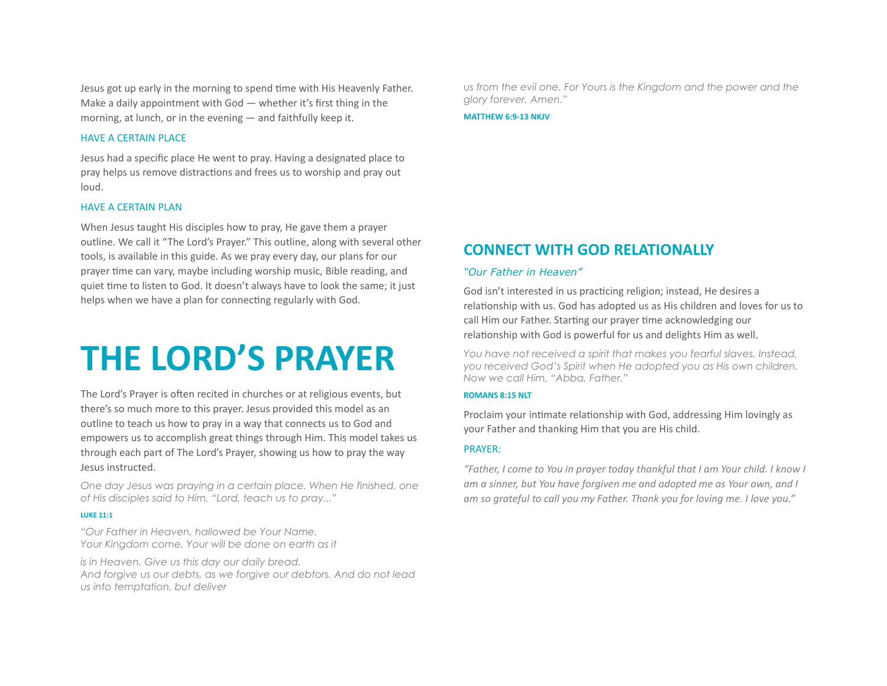Jesus got up early in the morning to spend time with His Heavenly Father. Make a daily appointment with God — whether it's first thing in the morning, at lunch, or in the evening — and faithfully keep it.

### HAVE A CERTAIN PLACE

Jesus had a specific place He went to pray. Having a designated place to pray helps us remove distractions and frees us to worship and pray out loud.

### HAVE A CERTAIN PLAN

When Jesus taught His disciples how to pray, He gave them a prayer outline. We call it "The Lord's Prayer." This outline, along with several other tools, is available in this guide. As we pray every day, our plans for our prayer time can vary, maybe including worship music, Bible reading, and quiet time to listen to God. It doesn't always have to look the same; it just helps when we have a plan for connecting regularly with God.

# THE LORD'S PRAYER

The Lord's Prayer is often recited in churches or at religious events, but there's so much more to this prayer. Jesus provided this model as an outline to teach us how to pray in a way that connects us to God and empowers us to accomplish great things through Him. This model takes us through each part of The Lord's Prayer, showing us how to pray the way Jesus instructed.

*One day Jesus was praying in a certain place. When He finished, one of His disciples said to Him, "Lord, teach us to pray..."*

**LUKE 11:1**

*"Our Father in Heaven, hallowed be Your Name.*
*Your Kingdom come. Your will be done on earth as it*

*is in Heaven. Give us this day our daily bread.*
*And forgive us our debts, as we forgive our debtors. And do not lead us into temptation, but deliver us from the evil one. For Yours is the Kingdom and the power and the glory forever. Amen."*

**MATTHEW 6:9-13 NKJV**

## CONNECT WITH GOD RELATIONALLY

*"Our Father in Heaven"*

God isn't interested in us practicing religion; instead, He desires a relationship with us. God has adopted us as His children and loves for us to call Him our Father. Starting our prayer time acknowledging our relationship with God is powerful for us and delights Him as well.

*You have not received a spirit that makes you fearful slaves. Instead, you received God's Spirit when He adopted you as His own children. Now we call Him, "Abba, Father."*

**ROMANS 8:15 NLT**

Proclaim your intimate relationship with God, addressing Him lovingly as your Father and thanking Him that you are His child.

PRAYER:

*"Father, I come to You in prayer today thankful that I am Your child. I know I am a sinner, but You have forgiven me and adopted me as Your own, and I am so grateful to call you my Father. Thank you for loving me. I love you."*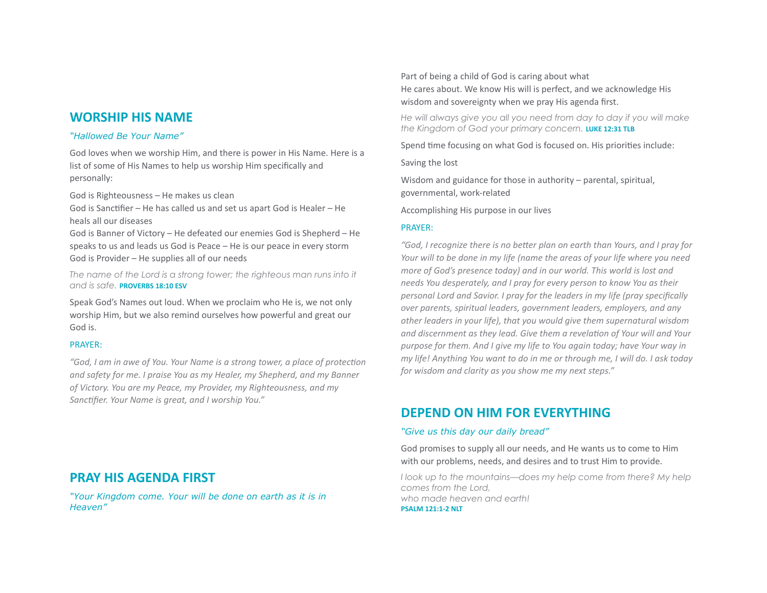## WORSHIP HIS NAME

*"Hallowed Be Your Name"*

God loves when we worship Him, and there is power in His Name. Here is a list of some of His Names to help us worship Him specifically and personally:

God is Righteousness – He makes us clean
God is Sanctifier – He has called us and set us apart God is Healer – He heals all our diseases
God is Banner of Victory – He defeated our enemies God is Shepherd – He speaks to us and leads us God is Peace – He is our peace in every storm
God is Provider – He supplies all of our needs

*The name of the Lord is a strong tower; the righteous man runs into it and is safe.* **PROVERBS 18:10 ESV**

Speak God's Names out loud. When we proclaim who He is, we not only worship Him, but we also remind ourselves how powerful and great our God is.

PRAYER:

*"God, I am in awe of You. Your Name is a strong tower, a place of protection and safety for me. I praise You as my Healer, my Shepherd, and my Banner of Victory. You are my Peace, my Provider, my Righteousness, and my Sanctifier. Your Name is great, and I worship You."*

## PRAY HIS AGENDA FIRST

*"Your Kingdom come. Your will be done on earth as it is in Heaven"*

Part of being a child of God is caring about what
He cares about. We know His will is perfect, and we acknowledge His wisdom and sovereignty when we pray His agenda first.

*He will always give you all you need from day to day if you will make the Kingdom of God your primary concern.* **LUKE 12:31 TLB**

Spend time focusing on what God is focused on. His priorities include:

Saving the lost

Wisdom and guidance for those in authority – parental, spiritual, governmental, work-related

Accomplishing His purpose in our lives

PRAYER:

*"God, I recognize there is no better plan on earth than Yours, and I pray for Your will to be done in my life (name the areas of your life where you need more of God's presence today) and in our world. This world is lost and needs You desperately, and I pray for every person to know You as their personal Lord and Savior. I pray for the leaders in my life (pray specifically over parents, spiritual leaders, government leaders, employers, and any other leaders in your life), that you would give them supernatural wisdom and discernment as they lead. Give them a revelation of Your will and Your purpose for them. And I give my life to You again today; have Your way in my life! Anything You want to do in me or through me, I will do. I ask today for wisdom and clarity as you show me my next steps."*

## DEPEND ON HIM FOR EVERYTHING

*"Give us this day our daily bread"*

God promises to supply all our needs, and He wants us to come to Him with our problems, needs, and desires and to trust Him to provide.

*I look up to the mountains—does my help come from there? My help comes from the Lord,*
*who made heaven and earth!*
**PSALM 121:1-2 NLT**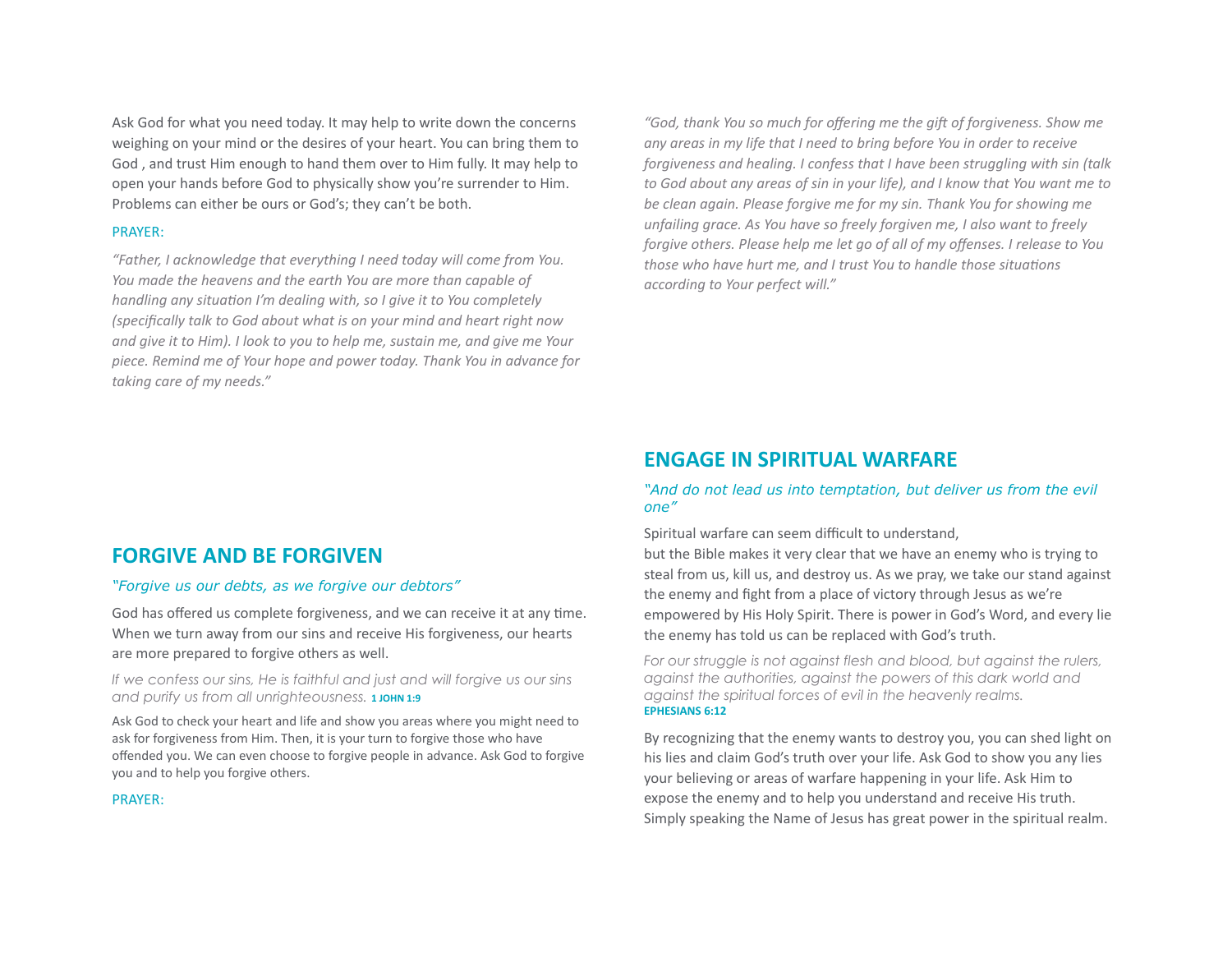Ask God for what you need today. It may help to write down the concerns weighing on your mind or the desires of your heart. You can bring them to God , and trust Him enough to hand them over to Him fully. It may help to open your hands before God to physically show you're surrender to Him. Problems can either be ours or God's; they can't be both.

PRAYER:

*"Father, I acknowledge that everything I need today will come from You. You made the heavens and the earth You are more than capable of handling any situation I'm dealing with, so I give it to You completely (specifically talk to God about what is on your mind and heart right now and give it to Him). I look to you to help me, sustain me, and give me Your piece. Remind me of Your hope and power today. Thank You in advance for taking care of my needs."*

## FORGIVE AND BE FORGIVEN

*"Forgive us our debts, as we forgive our debtors"*

God has offered us complete forgiveness, and we can receive it at any time. When we turn away from our sins and receive His forgiveness, our hearts are more prepared to forgive others as well.

*If we confess our sins, He is faithful and just and will forgive us our sins and purify us from all unrighteousness.* **1 JOHN 1:9**

Ask God to check your heart and life and show you areas where you might need to ask for forgiveness from Him. Then, it is your turn to forgive those who have offended you. We can even choose to forgive people in advance. Ask God to forgive you and to help you forgive others.

PRAYER:

*"God, thank You so much for offering me the gift of forgiveness. Show me any areas in my life that I need to bring before You in order to receive forgiveness and healing. I confess that I have been struggling with sin (talk to God about any areas of sin in your life), and I know that You want me to be clean again. Please forgive me for my sin. Thank You for showing me unfailing grace. As You have so freely forgiven me, I also want to freely forgive others. Please help me let go of all of my offenses. I release to You those who have hurt me, and I trust You to handle those situations according to Your perfect will."*

## ENGAGE IN SPIRITUAL WARFARE

*"And do not lead us into temptation, but deliver us from the evil one"*

Spiritual warfare can seem difficult to understand,
but the Bible makes it very clear that we have an enemy who is trying to steal from us, kill us, and destroy us. As we pray, we take our stand against the enemy and fight from a place of victory through Jesus as we're empowered by His Holy Spirit. There is power in God's Word, and every lie the enemy has told us can be replaced with God's truth.

*For our struggle is not against flesh and blood, but against the rulers, against the authorities, against the powers of this dark world and against the spiritual forces of evil in the heavenly realms.*
**EPHESIANS 6:12**

By recognizing that the enemy wants to destroy you, you can shed light on his lies and claim God's truth over your life. Ask God to show you any lies your believing or areas of warfare happening in your life. Ask Him to expose the enemy and to help you understand and receive His truth. Simply speaking the Name of Jesus has great power in the spiritual realm.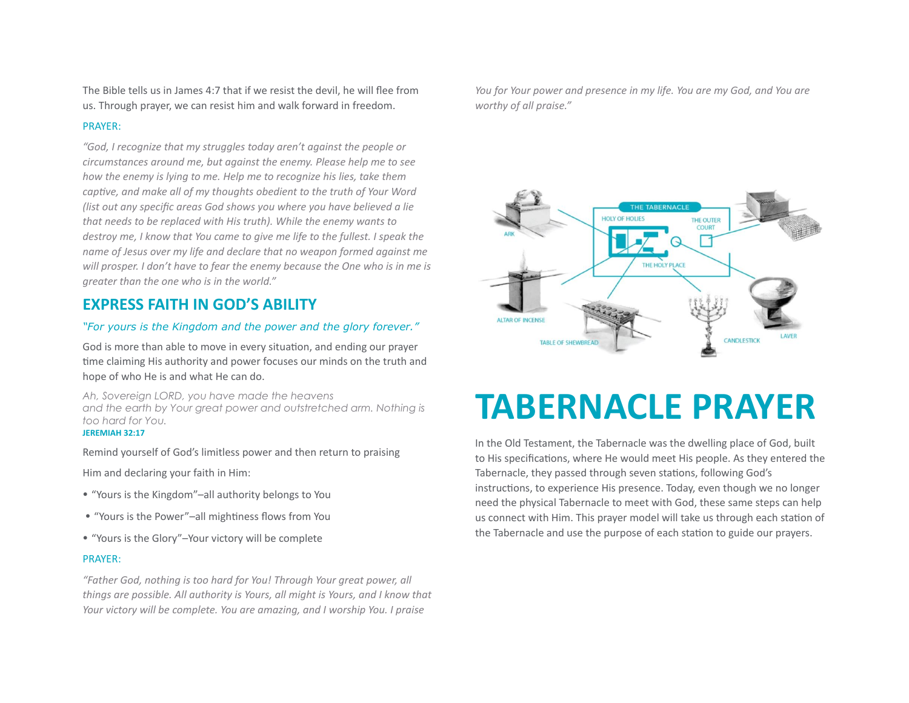The Bible tells us in James 4:7 that if we resist the devil, he will flee from us. Through prayer, we can resist him and walk forward in freedom.

PRAYER:

*"God, I recognize that my struggles today aren't against the people or circumstances around me, but against the enemy. Please help me to see how the enemy is lying to me. Help me to recognize his lies, take them captive, and make all of my thoughts obedient to the truth of Your Word (list out any specific areas God shows you where you have believed a lie that needs to be replaced with His truth). While the enemy wants to destroy me, I know that You came to give me life to the fullest. I speak the name of Jesus over my life and declare that no weapon formed against me will prosper. I don't have to fear the enemy because the One who is in me is greater than the one who is in the world."*

## EXPRESS FAITH IN GOD'S ABILITY

*"For yours is the Kingdom and the power and the glory forever."*

God is more than able to move in every situation, and ending our prayer time claiming His authority and power focuses our minds on the truth and hope of who He is and what He can do.

*Ah, Sovereign LORD, you have made the heavens and the earth by Your great power and outstretched arm. Nothing is too hard for You.*
**JEREMIAH 32:17**

Remind yourself of God's limitless power and then return to praising

Him and declaring your faith in Him:

- "Yours is the Kingdom"–all authority belongs to You
- "Yours is the Power"–all mightiness flows from You
- "Yours is the Glory"–Your victory will be complete

PRAYER:

*"Father God, nothing is too hard for You! Through Your great power, all things are possible. All authority is Yours, all might is Yours, and I know that Your victory will be complete. You are amazing, and I worship You. I praise You for Your power and presence in my life. You are my God, and You are worthy of all praise."*

# TABERNACLE PRAYER

In the Old Testament, the Tabernacle was the dwelling place of God, built to His specifications, where He would meet His people. As they entered the Tabernacle, they passed through seven stations, following God's instructions, to experience His presence. Today, even though we no longer need the physical Tabernacle to meet with God, these same steps can help us connect with Him. This prayer model will take us through each station of the Tabernacle and use the purpose of each station to guide our prayers.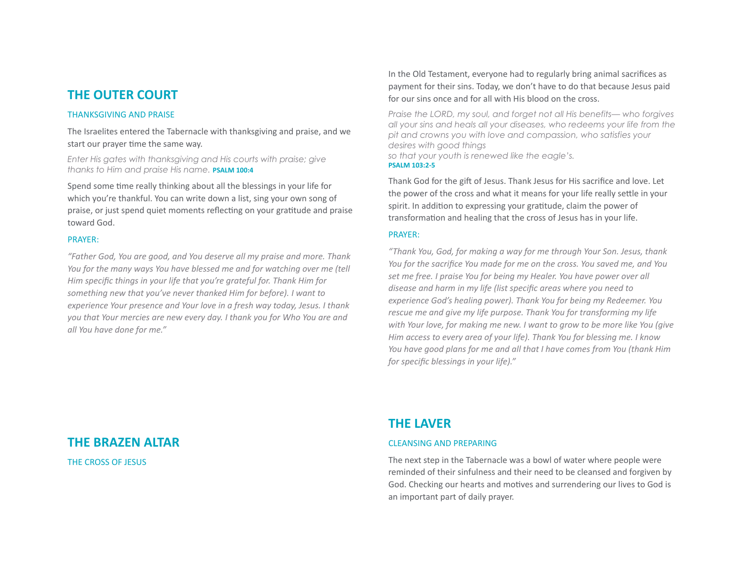## THE OUTER COURT

### THANKSGIVING AND PRAISE

The Israelites entered the Tabernacle with thanksgiving and praise, and we start our prayer time the same way.

*Enter His gates with thanksgiving and His courts with praise; give thanks to Him and praise His name.* **PSALM 100:4**

Spend some time really thinking about all the blessings in your life for which you're thankful. You can write down a list, sing your own song of praise, or just spend quiet moments reflecting on your gratitude and praise toward God.

### PRAYER:

*"Father God, You are good, and You deserve all my praise and more. Thank You for the many ways You have blessed me and for watching over me (tell Him specific things in your life that you're grateful for. Thank Him for something new that you've never thanked Him for before). I want to experience Your presence and Your love in a fresh way today, Jesus. I thank you that Your mercies are new every day. I thank you for Who You are and all You have done for me."*

## THE BRAZEN ALTAR

### THE CROSS OF JESUS

In the Old Testament, everyone had to regularly bring animal sacrifices as payment for their sins. Today, we don't have to do that because Jesus paid for our sins once and for all with His blood on the cross.

*Praise the LORD, my soul, and forget not all His benefits— who forgives all your sins and heals all your diseases, who redeems your life from the pit and crowns you with love and compassion, who satisfies your desires with good things*
*so that your youth is renewed like the eagle's.*
**PSALM 103:2-5**

Thank God for the gift of Jesus. Thank Jesus for His sacrifice and love. Let the power of the cross and what it means for your life really settle in your spirit. In addition to expressing your gratitude, claim the power of transformation and healing that the cross of Jesus has in your life.

### PRAYER:

*"Thank You, God, for making a way for me through Your Son. Jesus, thank You for the sacrifice You made for me on the cross. You saved me, and You set me free. I praise You for being my Healer. You have power over all disease and harm in my life (list specific areas where you need to experience God's healing power). Thank You for being my Redeemer. You rescue me and give my life purpose. Thank You for transforming my life with Your love, for making me new. I want to grow to be more like You (give Him access to every area of your life). Thank You for blessing me. I know You have good plans for me and all that I have comes from You (thank Him for specific blessings in your life)."*

## THE LAVER

### CLEANSING AND PREPARING

The next step in the Tabernacle was a bowl of water where people were reminded of their sinfulness and their need to be cleansed and forgiven by God. Checking our hearts and motives and surrendering our lives to God is an important part of daily prayer.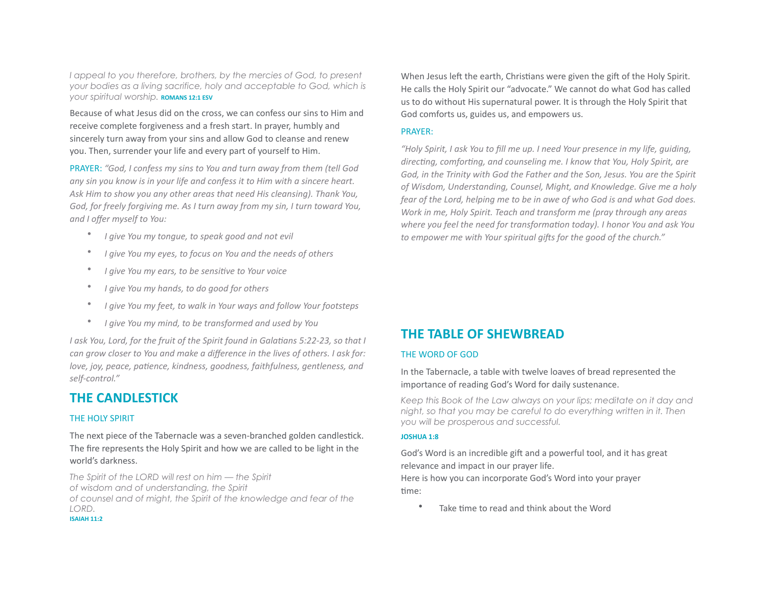*I appeal to you therefore, brothers, by the mercies of God, to present your bodies as a living sacrifice, holy and acceptable to God, which is your spiritual worship.* **ROMANS 12:1 ESV**

Because of what Jesus did on the cross, we can confess our sins to Him and receive complete forgiveness and a fresh start. In prayer, humbly and sincerely turn away from your sins and allow God to cleanse and renew you. Then, surrender your life and every part of yourself to Him.

PRAYER: *"God, I confess my sins to You and turn away from them (tell God any sin you know is in your life and confess it to Him with a sincere heart. Ask Him to show you any other areas that need His cleansing). Thank You, God, for freely forgiving me. As I turn away from my sin, I turn toward You, and I offer myself to You:*

- *I give You my tongue, to speak good and not evil*
- *I give You my eyes, to focus on You and the needs of others*
- *I give You my ears, to be sensitive to Your voice*
- *I give You my hands, to do good for others*
- *I give You my feet, to walk in Your ways and follow Your footsteps*
- *I give You my mind, to be transformed and used by You*

*I ask You, Lord, for the fruit of the Spirit found in Galatians 5:22-23, so that I can grow closer to You and make a difference in the lives of others. I ask for: love, joy, peace, patience, kindness, goodness, faithfulness, gentleness, and self-control."*

## THE CANDLESTICK

### THE HOLY SPIRIT

The next piece of the Tabernacle was a seven-branched golden candlestick. The fire represents the Holy Spirit and how we are called to be light in the world's darkness.

*The Spirit of the LORD will rest on him — the Spirit of wisdom and of understanding, the Spirit of counsel and of might, the Spirit of the knowledge and fear of the LORD.*
**ISAIAH 11:2**

When Jesus left the earth, Christians were given the gift of the Holy Spirit. He calls the Holy Spirit our "advocate." We cannot do what God has called us to do without His supernatural power. It is through the Holy Spirit that God comforts us, guides us, and empowers us.

PRAYER:

*"Holy Spirit, I ask You to fill me up. I need Your presence in my life, guiding, directing, comforting, and counseling me. I know that You, Holy Spirit, are God, in the Trinity with God the Father and the Son, Jesus. You are the Spirit of Wisdom, Understanding, Counsel, Might, and Knowledge. Give me a holy fear of the Lord, helping me to be in awe of who God is and what God does. Work in me, Holy Spirit. Teach and transform me (pray through any areas where you feel the need for transformation today). I honor You and ask You to empower me with Your spiritual gifts for the good of the church."*

## THE TABLE OF SHEWBREAD

### THE WORD OF GOD

In the Tabernacle, a table with twelve loaves of bread represented the importance of reading God's Word for daily sustenance.

*Keep this Book of the Law always on your lips; meditate on it day and night, so that you may be careful to do everything written in it. Then you will be prosperous and successful.*

**JOSHUA 1:8**

God's Word is an incredible gift and a powerful tool, and it has great relevance and impact in our prayer life.
Here is how you can incorporate God's Word into your prayer time:

- Take time to read and think about the Word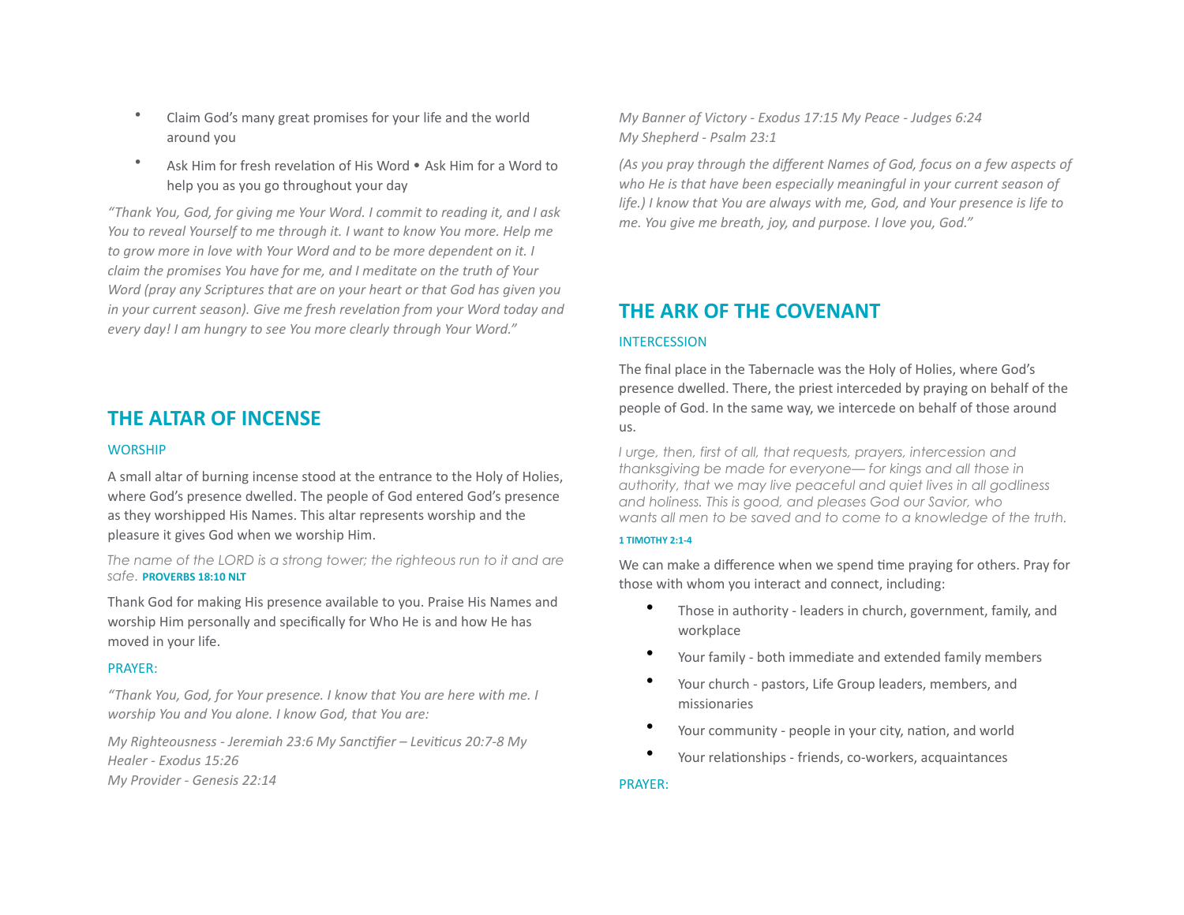- Claim God's many great promises for your life and the world around you
- Ask Him for fresh revelation of His Word • Ask Him for a Word to help you as you go throughout your day

*"Thank You, God, for giving me Your Word. I commit to reading it, and I ask You to reveal Yourself to me through it. I want to know You more. Help me to grow more in love with Your Word and to be more dependent on it. I claim the promises You have for me, and I meditate on the truth of Your Word (pray any Scriptures that are on your heart or that God has given you in your current season). Give me fresh revelation from your Word today and every day! I am hungry to see You more clearly through Your Word."*

## THE ALTAR OF INCENSE

WORSHIP

A small altar of burning incense stood at the entrance to the Holy of Holies, where God's presence dwelled. The people of God entered God's presence as they worshipped His Names. This altar represents worship and the pleasure it gives God when we worship Him.

*The name of the LORD is a strong tower; the righteous run to it and are safe.* **PROVERBS 18:10 NLT**

Thank God for making His presence available to you. Praise His Names and worship Him personally and specifically for Who He is and how He has moved in your life.

PRAYER:

*"Thank You, God, for Your presence. I know that You are here with me. I worship You and You alone. I know God, that You are:*

*My Righteousness - Jeremiah 23:6 My Sanctifier – Leviticus 20:7-8 My Healer - Exodus 15:26*
*My Provider - Genesis 22:14*

*My Banner of Victory - Exodus 17:15 My Peace - Judges 6:24*
*My Shepherd - Psalm 23:1*

*(As you pray through the different Names of God, focus on a few aspects of who He is that have been especially meaningful in your current season of life.) I know that You are always with me, God, and Your presence is life to me. You give me breath, joy, and purpose. I love you, God."*

## THE ARK OF THE COVENANT

INTERCESSION

The final place in the Tabernacle was the Holy of Holies, where God's presence dwelled. There, the priest interceded by praying on behalf of the people of God. In the same way, we intercede on behalf of those around us.

*I urge, then, first of all, that requests, prayers, intercession and thanksgiving be made for everyone— for kings and all those in authority, that we may live peaceful and quiet lives in all godliness and holiness. This is good, and pleases God our Savior, who wants all men to be saved and to come to a knowledge of the truth.*

**1 TIMOTHY 2:1-4**

We can make a difference when we spend time praying for others. Pray for those with whom you interact and connect, including:

- Those in authority - leaders in church, government, family, and workplace
- Your family - both immediate and extended family members
- Your church - pastors, Life Group leaders, members, and missionaries
- Your community - people in your city, nation, and world
- Your relationships - friends, co-workers, acquaintances

PRAYER: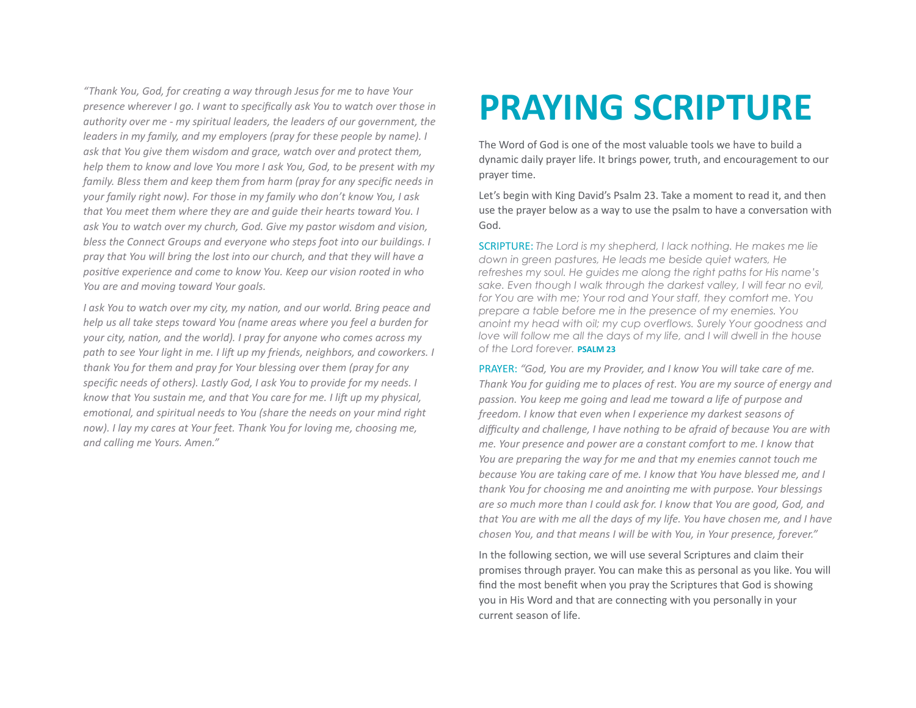*"Thank You, God, for creating a way through Jesus for me to have Your presence wherever I go. I want to specifically ask You to watch over those in authority over me - my spiritual leaders, the leaders of our government, the leaders in my family, and my employers (pray for these people by name). I ask that You give them wisdom and grace, watch over and protect them, help them to know and love You more I ask You, God, to be present with my family. Bless them and keep them from harm (pray for any specific needs in your family right now). For those in my family who don't know You, I ask that You meet them where they are and guide their hearts toward You. I ask You to watch over my church, God. Give my pastor wisdom and vision, bless the Connect Groups and everyone who steps foot into our buildings. I pray that You will bring the lost into our church, and that they will have a positive experience and come to know You. Keep our vision rooted in who You are and moving toward Your goals.*

*I ask You to watch over my city, my nation, and our world. Bring peace and help us all take steps toward You (name areas where you feel a burden for your city, nation, and the world). I pray for anyone who comes across my path to see Your light in me. I lift up my friends, neighbors, and coworkers. I thank You for them and pray for Your blessing over them (pray for any specific needs of others). Lastly God, I ask You to provide for my needs. I know that You sustain me, and that You care for me. I lift up my physical, emotional, and spiritual needs to You (share the needs on your mind right now). I lay my cares at Your feet. Thank You for loving me, choosing me, and calling me Yours. Amen."*

# PRAYING SCRIPTURE

The Word of God is one of the most valuable tools we have to build a dynamic daily prayer life. It brings power, truth, and encouragement to our prayer time.

Let's begin with King David's Psalm 23. Take a moment to read it, and then use the prayer below as a way to use the psalm to have a conversation with God.

SCRIPTURE: *The Lord is my shepherd, I lack nothing. He makes me lie down in green pastures, He leads me beside quiet waters, He refreshes my soul. He guides me along the right paths for His name's sake. Even though I walk through the darkest valley, I will fear no evil, for You are with me; Your rod and Your staff, they comfort me. You prepare a table before me in the presence of my enemies. You anoint my head with oil; my cup overflows. Surely Your goodness and love will follow me all the days of my life, and I will dwell in the house of the Lord forever.* **PSALM 23**

PRAYER: *"God, You are my Provider, and I know You will take care of me. Thank You for guiding me to places of rest. You are my source of energy and passion. You keep me going and lead me toward a life of purpose and freedom. I know that even when I experience my darkest seasons of difficulty and challenge, I have nothing to be afraid of because You are with me. Your presence and power are a constant comfort to me. I know that You are preparing the way for me and that my enemies cannot touch me because You are taking care of me. I know that You have blessed me, and I thank You for choosing me and anointing me with purpose. Your blessings are so much more than I could ask for. I know that You are good, God, and that You are with me all the days of my life. You have chosen me, and I have chosen You, and that means I will be with You, in Your presence, forever."*

In the following section, we will use several Scriptures and claim their promises through prayer. You can make this as personal as you like. You will find the most benefit when you pray the Scriptures that God is showing you in His Word and that are connecting with you personally in your current season of life.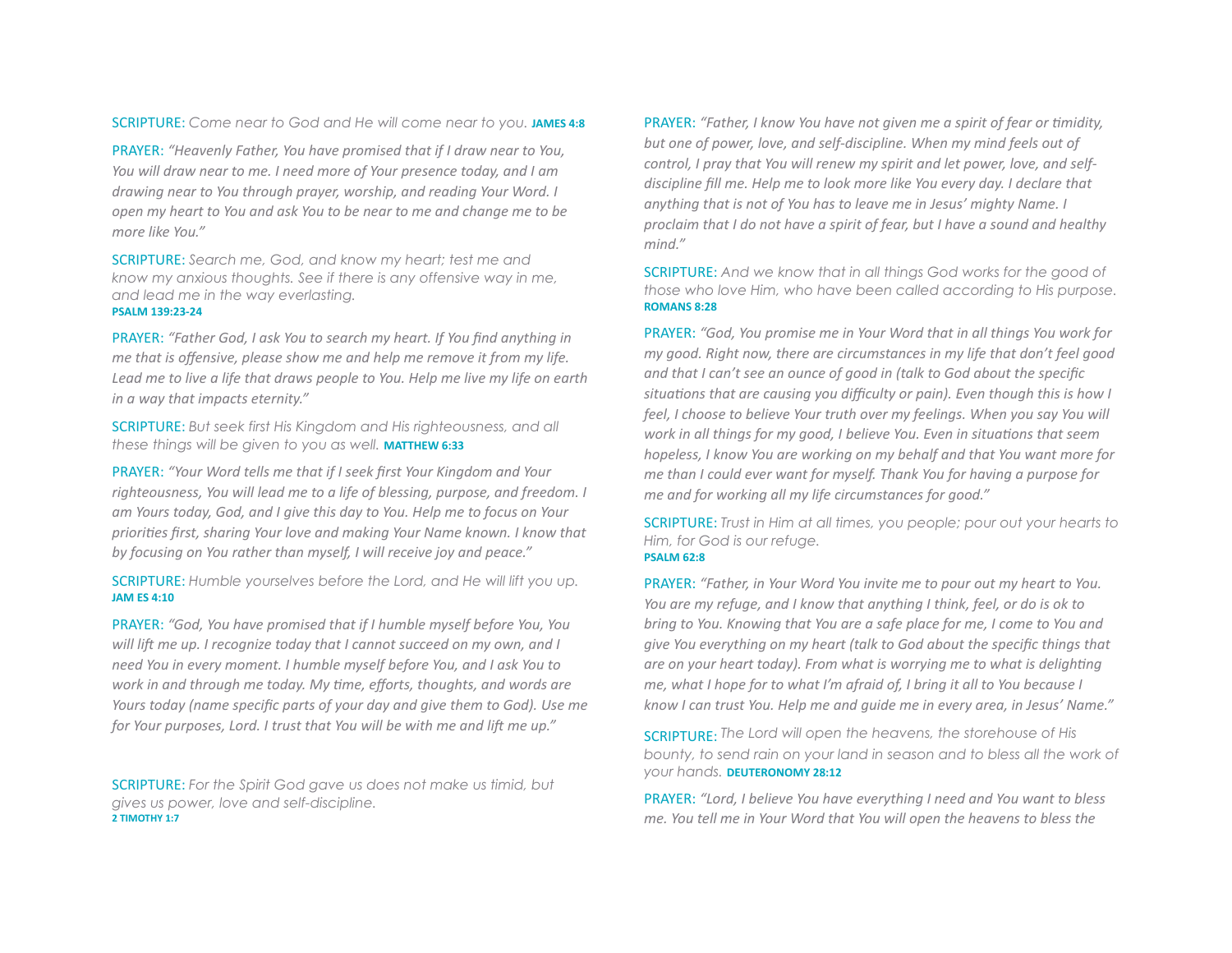SCRIPTURE: *Come near to God and He will come near to you.* **JAMES 4:8**

PRAYER: *"Heavenly Father, You have promised that if I draw near to You, You will draw near to me. I need more of Your presence today, and I am drawing near to You through prayer, worship, and reading Your Word. I open my heart to You and ask You to be near to me and change me to be more like You."*

SCRIPTURE: *Search me, God, and know my heart; test me and know my anxious thoughts. See if there is any offensive way in me, and lead me in the way everlasting.* **PSALM 139:23-24**

PRAYER: *"Father God, I ask You to search my heart. If You find anything in me that is offensive, please show me and help me remove it from my life. Lead me to live a life that draws people to You. Help me live my life on earth in a way that impacts eternity."*

SCRIPTURE: *But seek first His Kingdom and His righteousness, and all these things will be given to you as well.* **MATTHEW 6:33**

PRAYER: *"Your Word tells me that if I seek first Your Kingdom and Your righteousness, You will lead me to a life of blessing, purpose, and freedom. I am Yours today, God, and I give this day to You. Help me to focus on Your priorities first, sharing Your love and making Your Name known. I know that by focusing on You rather than myself, I will receive joy and peace."*

SCRIPTURE: *Humble yourselves before the Lord, and He will lift you up.* **JAM ES 4:10**

PRAYER: *"God, You have promised that if I humble myself before You, You will lift me up. I recognize today that I cannot succeed on my own, and I need You in every moment. I humble myself before You, and I ask You to work in and through me today. My time, efforts, thoughts, and words are Yours today (name specific parts of your day and give them to God). Use me for Your purposes, Lord. I trust that You will be with me and lift me up."*

SCRIPTURE: *For the Spirit God gave us does not make us timid, but gives us power, love and self-discipline.* **2 TIMOTHY 1:7**

PRAYER: *"Father, I know You have not given me a spirit of fear or timidity, but one of power, love, and self-discipline. When my mind feels out of control, I pray that You will renew my spirit and let power, love, and self-discipline fill me. Help me to look more like You every day. I declare that anything that is not of You has to leave me in Jesus' mighty Name. I proclaim that I do not have a spirit of fear, but I have a sound and healthy mind."*

SCRIPTURE: *And we know that in all things God works for the good of those who love Him, who have been called according to His purpose.* **ROMANS 8:28**

PRAYER: *"God, You promise me in Your Word that in all things You work for my good. Right now, there are circumstances in my life that don't feel good and that I can't see an ounce of good in (talk to God about the specific situations that are causing you difficulty or pain). Even though this is how I feel, I choose to believe Your truth over my feelings. When you say You will work in all things for my good, I believe You. Even in situations that seem hopeless, I know You are working on my behalf and that You want more for me than I could ever want for myself. Thank You for having a purpose for me and for working all my life circumstances for good."*

SCRIPTURE: *Trust in Him at all times, you people; pour out your hearts to Him, for God is our refuge.* **PSALM 62:8**

PRAYER: *"Father, in Your Word You invite me to pour out my heart to You. You are my refuge, and I know that anything I think, feel, or do is ok to bring to You. Knowing that You are a safe place for me, I come to You and give You everything on my heart (talk to God about the specific things that are on your heart today). From what is worrying me to what is delighting me, what I hope for to what I'm afraid of, I bring it all to You because I know I can trust You. Help me and guide me in every area, in Jesus' Name."*

SCRIPTURE: *The Lord will open the heavens, the storehouse of His bounty, to send rain on your land in season and to bless all the work of your hands.* **DEUTERONOMY 28:12**

PRAYER: *"Lord, I believe You have everything I need and You want to bless me. You tell me in Your Word that You will open the heavens to bless the*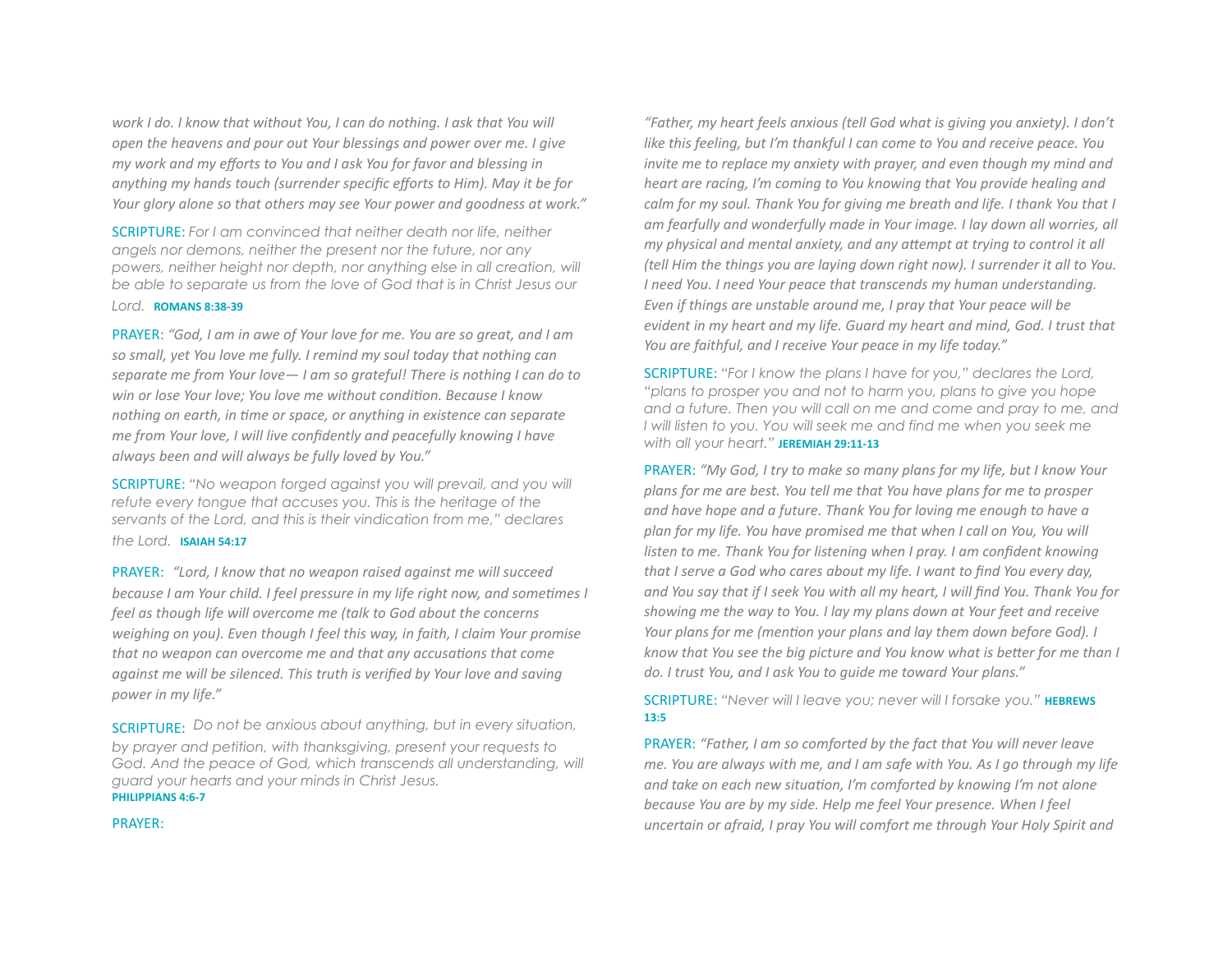*work I do. I know that without You, I can do nothing. I ask that You will open the heavens and pour out Your blessings and power over me. I give my work and my efforts to You and I ask You for favor and blessing in anything my hands touch (surrender specific efforts to Him). May it be for Your glory alone so that others may see Your power and goodness at work."*

SCRIPTURE: *For I am convinced that neither death nor life, neither angels nor demons, neither the present nor the future, nor any powers, neither height nor depth, nor anything else in all creation, will be able to separate us from the love of God that is in Christ Jesus our Lord.* **ROMANS 8:38-39**

PRAYER: *"God, I am in awe of Your love for me. You are so great, and I am so small, yet You love me fully. I remind my soul today that nothing can separate me from Your love— I am so grateful! There is nothing I can do to win or lose Your love; You love me without condition. Because I know nothing on earth, in time or space, or anything in existence can separate me from Your love, I will live confidently and peacefully knowing I have always been and will always be fully loved by You."*

SCRIPTURE: *"No weapon forged against you will prevail, and you will refute every tongue that accuses you. This is the heritage of the servants of the Lord, and this is their vindication from me," declares the Lord.* **ISAIAH 54:17**

PRAYER: *"Lord, I know that no weapon raised against me will succeed because I am Your child. I feel pressure in my life right now, and sometimes I feel as though life will overcome me (talk to God about the concerns weighing on you). Even though I feel this way, in faith, I claim Your promise that no weapon can overcome me and that any accusations that come against me will be silenced. This truth is verified by Your love and saving power in my life."*

SCRIPTURE: *Do not be anxious about anything, but in every situation, by prayer and petition, with thanksgiving, present your requests to God. And the peace of God, which transcends all understanding, will guard your hearts and your minds in Christ Jesus.* **PHILIPPIANS 4:6-7**

PRAYER: *"Father, my heart feels anxious (tell God what is giving you anxiety). I don't like this feeling, but I'm thankful I can come to You and receive peace. You invite me to replace my anxiety with prayer, and even though my mind and heart are racing, I'm coming to You knowing that You provide healing and calm for my soul. Thank You for giving me breath and life. I thank You that I am fearfully and wonderfully made in Your image. I lay down all worries, all my physical and mental anxiety, and any attempt at trying to control it all (tell Him the things you are laying down right now). I surrender it all to You. I need You. I need Your peace that transcends my human understanding. Even if things are unstable around me, I pray that Your peace will be evident in my heart and my life. Guard my heart and mind, God. I trust that You are faithful, and I receive Your peace in my life today."*

SCRIPTURE: *"For I know the plans I have for you," declares the Lord, "plans to prosper you and not to harm you, plans to give you hope and a future. Then you will call on me and come and pray to me, and I will listen to you. You will seek me and find me when you seek me with all your heart."* **JEREMIAH 29:11-13**

PRAYER: *"My God, I try to make so many plans for my life, but I know Your plans for me are best. You tell me that You have plans for me to prosper and have hope and a future. Thank You for loving me enough to have a plan for my life. You have promised me that when I call on You, You will listen to me. Thank You for listening when I pray. I am confident knowing that I serve a God who cares about my life. I want to find You every day, and You say that if I seek You with all my heart, I will find You. Thank You for showing me the way to You. I lay my plans down at Your feet and receive Your plans for me (mention your plans and lay them down before God). I know that You see the big picture and You know what is better for me than I do. I trust You, and I ask You to guide me toward Your plans."*

SCRIPTURE: *"Never will I leave you; never will I forsake you."* **HEBREWS 13:5**

PRAYER: *"Father, I am so comforted by the fact that You will never leave me. You are always with me, and I am safe with You. As I go through my life and take on each new situation, I'm comforted by knowing I'm not alone because You are by my side. Help me feel Your presence. When I feel uncertain or afraid, I pray You will comfort me through Your Holy Spirit and*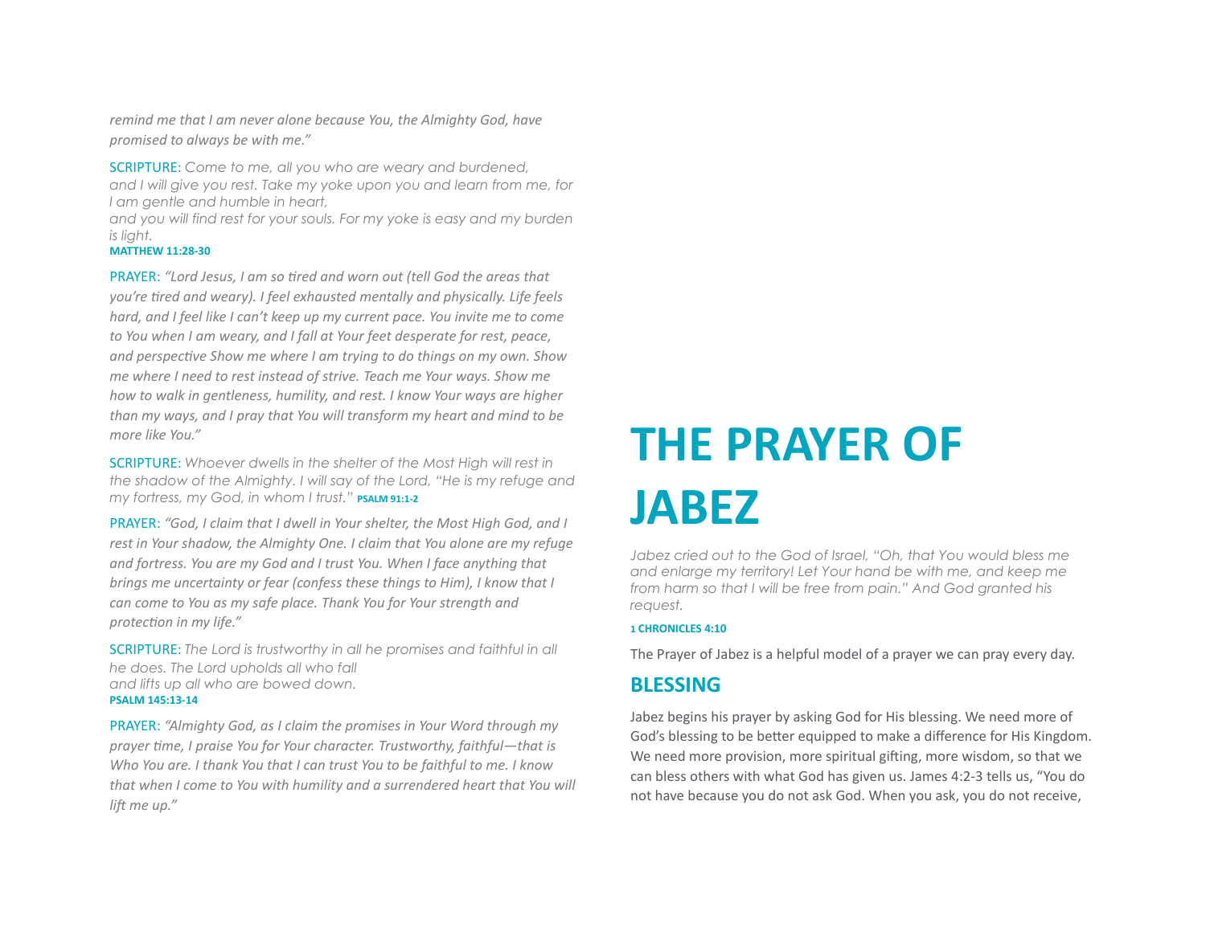*remind me that I am never alone because You, the Almighty God, have promised to always be with me."*

SCRIPTURE: *Come to me, all you who are weary and burdened, and I will give you rest. Take my yoke upon you and learn from me, for I am gentle and humble in heart, and you will find rest for your souls. For my yoke is easy and my burden is light.*
**MATTHEW 11:28-30**

PRAYER: *"Lord Jesus, I am so tired and worn out (tell God the areas that you're tired and weary). I feel exhausted mentally and physically. Life feels hard, and I feel like I can't keep up my current pace. You invite me to come to You when I am weary, and I fall at Your feet desperate for rest, peace, and perspective Show me where I am trying to do things on my own. Show me where I need to rest instead of strive. Teach me Your ways. Show me how to walk in gentleness, humility, and rest. I know Your ways are higher than my ways, and I pray that You will transform my heart and mind to be more like You."*

SCRIPTURE: *Whoever dwells in the shelter of the Most High will rest in the shadow of the Almighty. I will say of the Lord, "He is my refuge and my fortress, my God, in whom I trust."* **PSALM 91:1-2**

PRAYER: *"God, I claim that I dwell in Your shelter, the Most High God, and I rest in Your shadow, the Almighty One. I claim that You alone are my refuge and fortress. You are my God and I trust You. When I face anything that brings me uncertainty or fear (confess these things to Him), I know that I can come to You as my safe place. Thank You for Your strength and protection in my life."*

SCRIPTURE: *The Lord is trustworthy in all he promises and faithful in all he does. The Lord upholds all who fall and lifts up all who are bowed down.*
**PSALM 145:13-14**

PRAYER: *"Almighty God, as I claim the promises in Your Word through my prayer time, I praise You for Your character. Trustworthy, faithful—that is Who You are. I thank You that I can trust You to be faithful to me. I know that when I come to You with humility and a surrendered heart that You will lift me up."*

# THE PRAYER OF JABEZ

*Jabez cried out to the God of Israel, "Oh, that You would bless me and enlarge my territory! Let Your hand be with me, and keep me from harm so that I will be free from pain." And God granted his request.*

**1 CHRONICLES 4:10**

The Prayer of Jabez is a helpful model of a prayer we can pray every day.

## BLESSING

Jabez begins his prayer by asking God for His blessing. We need more of God's blessing to be better equipped to make a difference for His Kingdom. We need more provision, more spiritual gifting, more wisdom, so that we can bless others with what God has given us. James 4:2-3 tells us, "You do not have because you do not ask God. When you ask, you do not receive,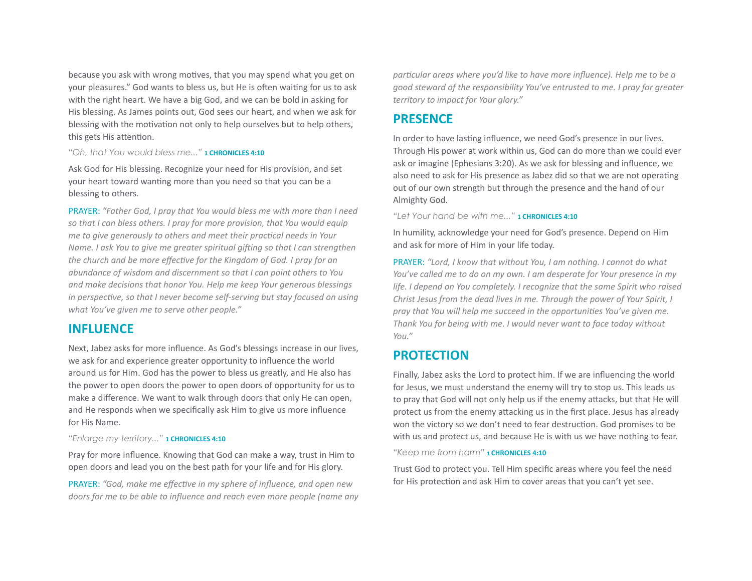because you ask with wrong motives, that you may spend what you get on your pleasures." God wants to bless us, but He is often waiting for us to ask with the right heart. We have a big God, and we can be bold in asking for His blessing. As James points out, God sees our heart, and when we ask for blessing with the motivation not only to help ourselves but to help others, this gets His attention.

*"Oh, that You would bless me..."* **1 CHRONICLES 4:10**

Ask God for His blessing. Recognize your need for His provision, and set your heart toward wanting more than you need so that you can be a blessing to others.

PRAYER: *"Father God, I pray that You would bless me with more than I need so that I can bless others. I pray for more provision, that You would equip me to give generously to others and meet their practical needs in Your Name. I ask You to give me greater spiritual gifting so that I can strengthen the church and be more effective for the Kingdom of God. I pray for an abundance of wisdom and discernment so that I can point others to You and make decisions that honor You. Help me keep Your generous blessings in perspective, so that I never become self-serving but stay focused on using what You've given me to serve other people."*

## INFLUENCE

Next, Jabez asks for more influence. As God's blessings increase in our lives, we ask for and experience greater opportunity to influence the world around us for Him. God has the power to bless us greatly, and He also has the power to open doors the power to open doors of opportunity for us to make a difference. We want to walk through doors that only He can open, and He responds when we specifically ask Him to give us more influence for His Name.

*"Enlarge my territory..."* **1 CHRONICLES 4:10**

Pray for more influence. Knowing that God can make a way, trust in Him to open doors and lead you on the best path for your life and for His glory.

PRAYER: *"God, make me effective in my sphere of influence, and open new doors for me to be able to influence and reach even more people (name any particular areas where you'd like to have more influence). Help me to be a good steward of the responsibility You've entrusted to me. I pray for greater territory to impact for Your glory."*

## PRESENCE

In order to have lasting influence, we need God's presence in our lives. Through His power at work within us, God can do more than we could ever ask or imagine (Ephesians 3:20). As we ask for blessing and influence, we also need to ask for His presence as Jabez did so that we are not operating out of our own strength but through the presence and the hand of our Almighty God.

*"Let Your hand be with me..."* **1 CHRONICLES 4:10**

In humility, acknowledge your need for God's presence. Depend on Him and ask for more of Him in your life today.

PRAYER: *"Lord, I know that without You, I am nothing. I cannot do what You've called me to do on my own. I am desperate for Your presence in my life. I depend on You completely. I recognize that the same Spirit who raised Christ Jesus from the dead lives in me. Through the power of Your Spirit, I pray that You will help me succeed in the opportunities You've given me. Thank You for being with me. I would never want to face today without You."*

## PROTECTION

Finally, Jabez asks the Lord to protect him. If we are influencing the world for Jesus, we must understand the enemy will try to stop us. This leads us to pray that God will not only help us if the enemy attacks, but that He will protect us from the enemy attacking us in the first place. Jesus has already won the victory so we don't need to fear destruction. God promises to be with us and protect us, and because He is with us we have nothing to fear.

*"Keep me from harm"* **1 CHRONICLES 4:10**

Trust God to protect you. Tell Him specific areas where you feel the need for His protection and ask Him to cover areas that you can't yet see.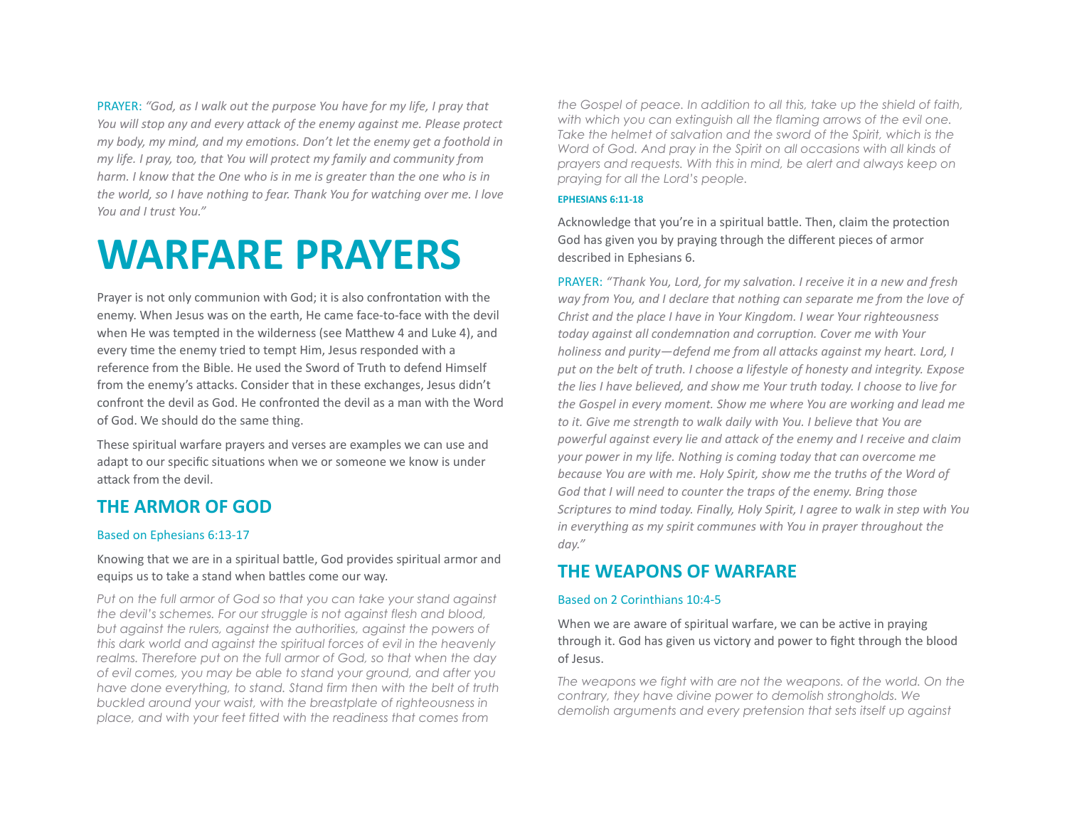PRAYER: *"God, as I walk out the purpose You have for my life, I pray that You will stop any and every attack of the enemy against me. Please protect my body, my mind, and my emotions. Don't let the enemy get a foothold in my life. I pray, too, that You will protect my family and community from harm. I know that the One who is in me is greater than the one who is in the world, so I have nothing to fear. Thank You for watching over me. I love You and I trust You."*

# WARFARE PRAYERS

Prayer is not only communion with God; it is also confrontation with the enemy. When Jesus was on the earth, He came face-to-face with the devil when He was tempted in the wilderness (see Matthew 4 and Luke 4), and every time the enemy tried to tempt Him, Jesus responded with a reference from the Bible. He used the Sword of Truth to defend Himself from the enemy's attacks. Consider that in these exchanges, Jesus didn't confront the devil as God. He confronted the devil as a man with the Word of God. We should do the same thing.

These spiritual warfare prayers and verses are examples we can use and adapt to our specific situations when we or someone we know is under attack from the devil.

## THE ARMOR OF GOD

### Based on Ephesians 6:13-17

Knowing that we are in a spiritual battle, God provides spiritual armor and equips us to take a stand when battles come our way.

*Put on the full armor of God so that you can take your stand against the devil's schemes. For our struggle is not against flesh and blood, but against the rulers, against the authorities, against the powers of this dark world and against the spiritual forces of evil in the heavenly realms. Therefore put on the full armor of God, so that when the day of evil comes, you may be able to stand your ground, and after you have done everything, to stand. Stand firm then with the belt of truth buckled around your waist, with the breastplate of righteousness in place, and with your feet fitted with the readiness that comes from the Gospel of peace. In addition to all this, take up the shield of faith, with which you can extinguish all the flaming arrows of the evil one. Take the helmet of salvation and the sword of the Spirit, which is the Word of God. And pray in the Spirit on all occasions with all kinds of prayers and requests. With this in mind, be alert and always keep on praying for all the Lord's people.*

**EPHESIANS 6:11-18**

Acknowledge that you're in a spiritual battle. Then, claim the protection God has given you by praying through the different pieces of armor described in Ephesians 6.

PRAYER: *"Thank You, Lord, for my salvation. I receive it in a new and fresh way from You, and I declare that nothing can separate me from the love of Christ and the place I have in Your Kingdom. I wear Your righteousness today against all condemnation and corruption. Cover me with Your holiness and purity—defend me from all attacks against my heart. Lord, I put on the belt of truth. I choose a lifestyle of honesty and integrity. Expose the lies I have believed, and show me Your truth today. I choose to live for the Gospel in every moment. Show me where You are working and lead me to it. Give me strength to walk daily with You. I believe that You are powerful against every lie and attack of the enemy and I receive and claim your power in my life. Nothing is coming today that can overcome me because You are with me. Holy Spirit, show me the truths of the Word of God that I will need to counter the traps of the enemy. Bring those Scriptures to mind today. Finally, Holy Spirit, I agree to walk in step with You in everything as my spirit communes with You in prayer throughout the day."*

## THE WEAPONS OF WARFARE

### Based on 2 Corinthians 10:4-5

When we are aware of spiritual warfare, we can be active in praying through it. God has given us victory and power to fight through the blood of Jesus.

*The weapons we fight with are not the weapons. of the world. On the contrary, they have divine power to demolish strongholds. We demolish arguments and every pretension that sets itself up against*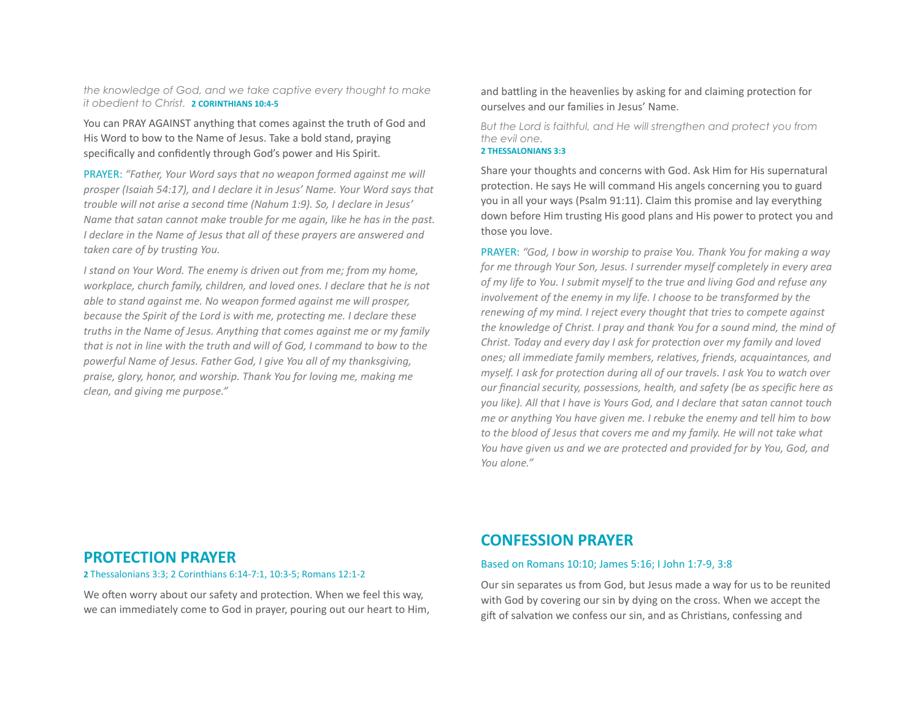*the knowledge of God, and we take captive every thought to make it obedient to Christ.* **2 CORINTHIANS 10:4-5**

You can PRAY AGAINST anything that comes against the truth of God and His Word to bow to the Name of Jesus. Take a bold stand, praying specifically and confidently through God's power and His Spirit.

PRAYER: *"Father, Your Word says that no weapon formed against me will prosper (Isaiah 54:17), and I declare it in Jesus' Name. Your Word says that trouble will not arise a second time (Nahum 1:9). So, I declare in Jesus' Name that satan cannot make trouble for me again, like he has in the past. I declare in the Name of Jesus that all of these prayers are answered and taken care of by trusting You.*

*I stand on Your Word. The enemy is driven out from me; from my home, workplace, church family, children, and loved ones. I declare that he is not able to stand against me. No weapon formed against me will prosper, because the Spirit of the Lord is with me, protecting me. I declare these truths in the Name of Jesus. Anything that comes against me or my family that is not in line with the truth and will of God, I command to bow to the powerful Name of Jesus. Father God, I give You all of my thanksgiving, praise, glory, honor, and worship. Thank You for loving me, making me clean, and giving me purpose."*

## PROTECTION PRAYER

**2** Thessalonians 3:3; 2 Corinthians 6:14-7:1, 10:3-5; Romans 12:1-2

We often worry about our safety and protection. When we feel this way, we can immediately come to God in prayer, pouring out our heart to Him, and battling in the heavenlies by asking for and claiming protection for ourselves and our families in Jesus' Name.

*But the Lord is faithful, and He will strengthen and protect you from the evil one.*
**2 THESSALONIANS 3:3**

Share your thoughts and concerns with God. Ask Him for His supernatural protection. He says He will command His angels concerning you to guard you in all your ways (Psalm 91:11). Claim this promise and lay everything down before Him trusting His good plans and His power to protect you and those you love.

PRAYER: *"God, I bow in worship to praise You. Thank You for making a way for me through Your Son, Jesus. I surrender myself completely in every area of my life to You. I submit myself to the true and living God and refuse any involvement of the enemy in my life. I choose to be transformed by the renewing of my mind. I reject every thought that tries to compete against the knowledge of Christ. I pray and thank You for a sound mind, the mind of Christ. Today and every day I ask for protection over my family and loved ones; all immediate family members, relatives, friends, acquaintances, and myself. I ask for protection during all of our travels. I ask You to watch over our financial security, possessions, health, and safety (be as specific here as you like). All that I have is Yours God, and I declare that satan cannot touch me or anything You have given me. I rebuke the enemy and tell him to bow to the blood of Jesus that covers me and my family. He will not take what You have given us and we are protected and provided for by You, God, and You alone."*

## CONFESSION PRAYER

Based on Romans 10:10; James 5:16; I John 1:7-9, 3:8

Our sin separates us from God, but Jesus made a way for us to be reunited with God by covering our sin by dying on the cross. When we accept the gift of salvation we confess our sin, and as Christians, confessing and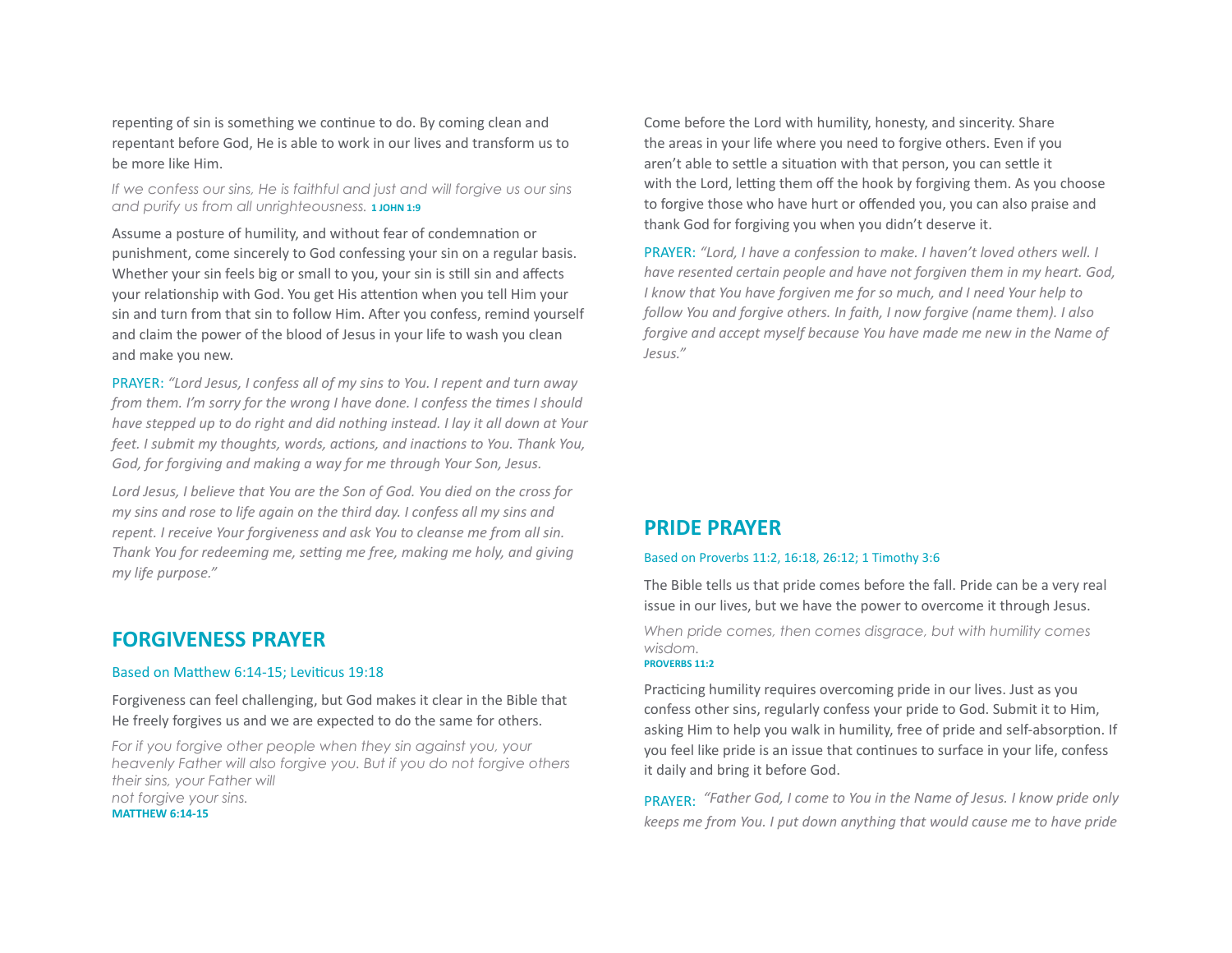repenting of sin is something we continue to do. By coming clean and repentant before God, He is able to work in our lives and transform us to be more like Him.

*If we confess our sins, He is faithful and just and will forgive us our sins and purify us from all unrighteousness.* **1 JOHN 1:9**

Assume a posture of humility, and without fear of condemnation or punishment, come sincerely to God confessing your sin on a regular basis. Whether your sin feels big or small to you, your sin is still sin and affects your relationship with God. You get His attention when you tell Him your sin and turn from that sin to follow Him. After you confess, remind yourself and claim the power of the blood of Jesus in your life to wash you clean and make you new.

PRAYER: *"Lord Jesus, I confess all of my sins to You. I repent and turn away from them. I'm sorry for the wrong I have done. I confess the times I should have stepped up to do right and did nothing instead. I lay it all down at Your feet. I submit my thoughts, words, actions, and inactions to You. Thank You, God, for forgiving and making a way for me through Your Son, Jesus.*

*Lord Jesus, I believe that You are the Son of God. You died on the cross for my sins and rose to life again on the third day. I confess all my sins and repent. I receive Your forgiveness and ask You to cleanse me from all sin. Thank You for redeeming me, setting me free, making me holy, and giving my life purpose."*

## FORGIVENESS PRAYER

Based on Matthew 6:14-15; Leviticus 19:18

Forgiveness can feel challenging, but God makes it clear in the Bible that He freely forgives us and we are expected to do the same for others.

*For if you forgive other people when they sin against you, your heavenly Father will also forgive you. But if you do not forgive others their sins, your Father will not forgive your sins.*
**MATTHEW 6:14-15**

Come before the Lord with humility, honesty, and sincerity. Share the areas in your life where you need to forgive others. Even if you aren't able to settle a situation with that person, you can settle it with the Lord, letting them off the hook by forgiving them. As you choose to forgive those who have hurt or offended you, you can also praise and thank God for forgiving you when you didn't deserve it.

PRAYER: *"Lord, I have a confession to make. I haven't loved others well. I have resented certain people and have not forgiven them in my heart. God, I know that You have forgiven me for so much, and I need Your help to follow You and forgive others. In faith, I now forgive (name them). I also forgive and accept myself because You have made me new in the Name of Jesus."*

## PRIDE PRAYER

Based on Proverbs 11:2, 16:18, 26:12; 1 Timothy 3:6

The Bible tells us that pride comes before the fall. Pride can be a very real issue in our lives, but we have the power to overcome it through Jesus.

*When pride comes, then comes disgrace, but with humility comes wisdom.*
**PROVERBS 11:2**

Practicing humility requires overcoming pride in our lives. Just as you confess other sins, regularly confess your pride to God. Submit it to Him, asking Him to help you walk in humility, free of pride and self-absorption. If you feel like pride is an issue that continues to surface in your life, confess it daily and bring it before God.

PRAYER: *"Father God, I come to You in the Name of Jesus. I know pride only keeps me from You. I put down anything that would cause me to have pride*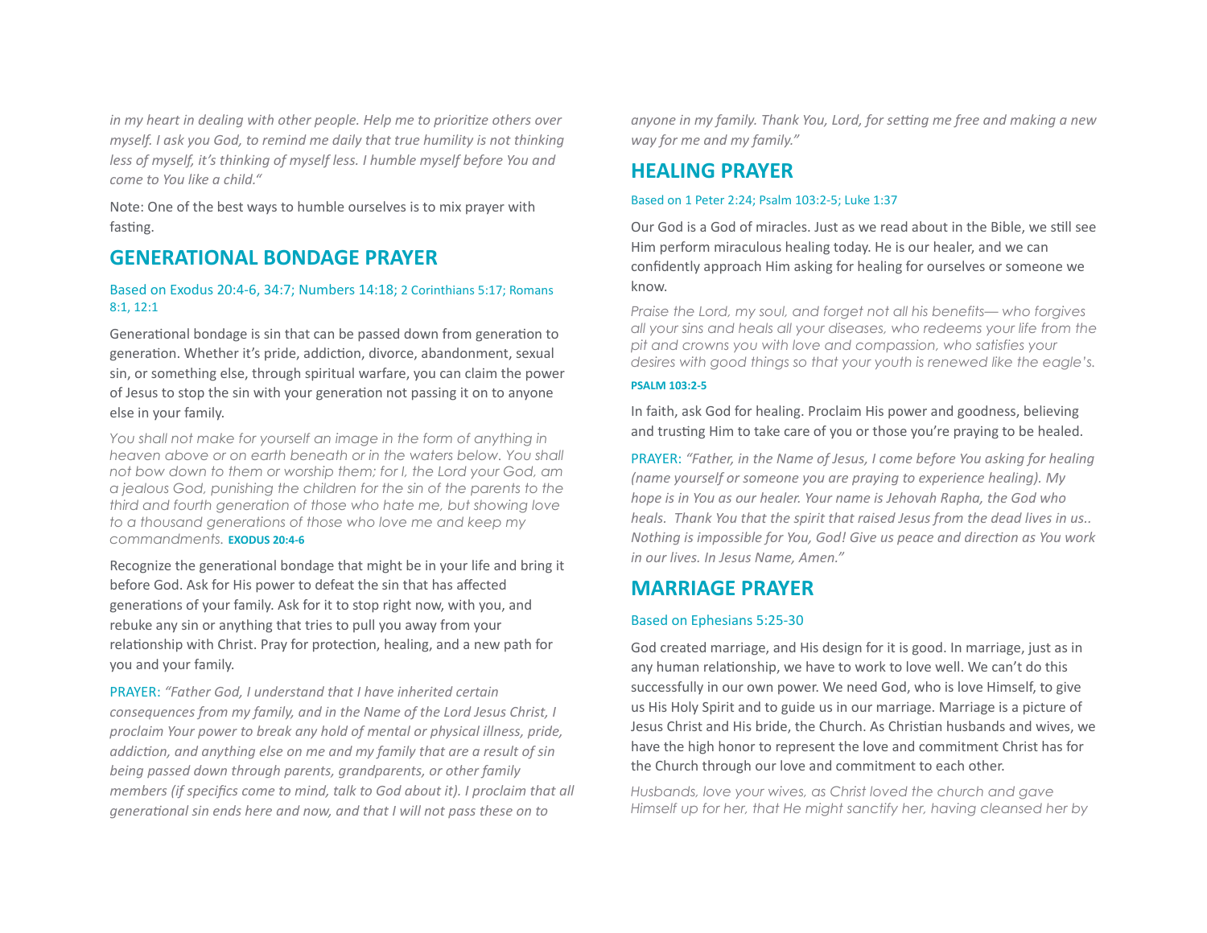*in my heart in dealing with other people. Help me to prioritize others over myself. I ask you God, to remind me daily that true humility is not thinking less of myself, it's thinking of myself less. I humble myself before You and come to You like a child."*

Note: One of the best ways to humble ourselves is to mix prayer with fasting.

## GENERATIONAL BONDAGE PRAYER

Based on Exodus 20:4-6, 34:7; Numbers 14:18; 2 Corinthians 5:17; Romans 8:1, 12:1

Generational bondage is sin that can be passed down from generation to generation. Whether it's pride, addiction, divorce, abandonment, sexual sin, or something else, through spiritual warfare, you can claim the power of Jesus to stop the sin with your generation not passing it on to anyone else in your family.

*You shall not make for yourself an image in the form of anything in heaven above or on earth beneath or in the waters below. You shall not bow down to them or worship them; for I, the Lord your God, am a jealous God, punishing the children for the sin of the parents to the third and fourth generation of those who hate me, but showing love to a thousand generations of those who love me and keep my commandments.* **EXODUS 20:4-6**

Recognize the generational bondage that might be in your life and bring it before God. Ask for His power to defeat the sin that has affected generations of your family. Ask for it to stop right now, with you, and rebuke any sin or anything that tries to pull you away from your relationship with Christ. Pray for protection, healing, and a new path for you and your family.

PRAYER: *"Father God, I understand that I have inherited certain consequences from my family, and in the Name of the Lord Jesus Christ, I proclaim Your power to break any hold of mental or physical illness, pride, addiction, and anything else on me and my family that are a result of sin being passed down through parents, grandparents, or other family members (if specifics come to mind, talk to God about it). I proclaim that all generational sin ends here and now, and that I will not pass these on to anyone in my family. Thank You, Lord, for setting me free and making a new way for me and my family."*

## HEALING PRAYER

Based on 1 Peter 2:24; Psalm 103:2-5; Luke 1:37

Our God is a God of miracles. Just as we read about in the Bible, we still see Him perform miraculous healing today. He is our healer, and we can confidently approach Him asking for healing for ourselves or someone we know.

*Praise the Lord, my soul, and forget not all his benefits— who forgives all your sins and heals all your diseases, who redeems your life from the pit and crowns you with love and compassion, who satisfies your desires with good things so that your youth is renewed like the eagle's.*

**PSALM 103:2-5**

In faith, ask God for healing. Proclaim His power and goodness, believing and trusting Him to take care of you or those you're praying to be healed.

PRAYER: *"Father, in the Name of Jesus, I come before You asking for healing (name yourself or someone you are praying to experience healing). My hope is in You as our healer. Your name is Jehovah Rapha, the God who heals. Thank You that the spirit that raised Jesus from the dead lives in us.. Nothing is impossible for You, God! Give us peace and direction as You work in our lives. In Jesus Name, Amen."*

## MARRIAGE PRAYER

Based on Ephesians 5:25-30

God created marriage, and His design for it is good. In marriage, just as in any human relationship, we have to work to love well. We can't do this successfully in our own power. We need God, who is love Himself, to give us His Holy Spirit and to guide us in our marriage. Marriage is a picture of Jesus Christ and His bride, the Church. As Christian husbands and wives, we have the high honor to represent the love and commitment Christ has for the Church through our love and commitment to each other.

*Husbands, love your wives, as Christ loved the church and gave Himself up for her, that He might sanctify her, having cleansed her by*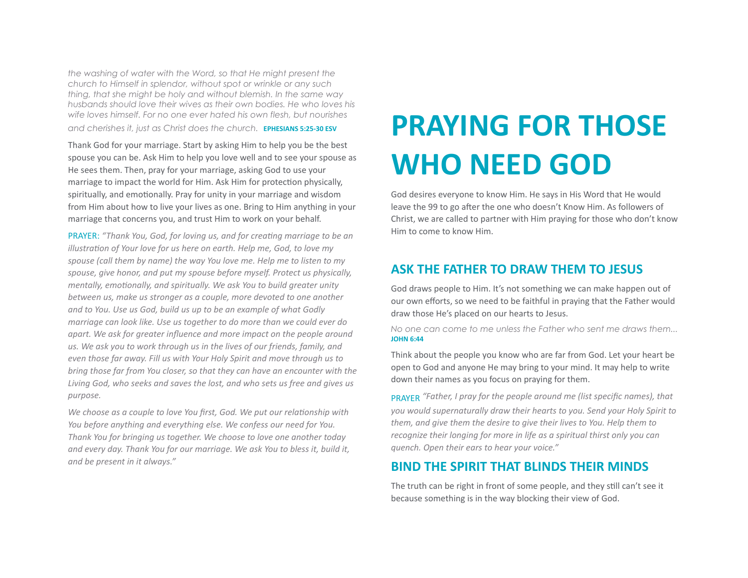*the washing of water with the Word, so that He might present the church to Himself in splendor, without spot or wrinkle or any such thing, that she might be holy and without blemish. In the same way husbands should love their wives as their own bodies. He who loves his wife loves himself. For no one ever hated his own flesh, but nourishes and cherishes it, just as Christ does the church.* **EPHESIANS 5:25-30 ESV**

Thank God for your marriage. Start by asking Him to help you be the best spouse you can be. Ask Him to help you love well and to see your spouse as He sees them. Then, pray for your marriage, asking God to use your marriage to impact the world for Him. Ask Him for protection physically, spiritually, and emotionally. Pray for unity in your marriage and wisdom from Him about how to live your lives as one. Bring to Him anything in your marriage that concerns you, and trust Him to work on your behalf.

PRAYER: *"Thank You, God, for loving us, and for creating marriage to be an illustration of Your love for us here on earth. Help me, God, to love my spouse (call them by name) the way You love me. Help me to listen to my spouse, give honor, and put my spouse before myself. Protect us physically, mentally, emotionally, and spiritually. We ask You to build greater unity between us, make us stronger as a couple, more devoted to one another and to You. Use us God, build us up to be an example of what Godly marriage can look like. Use us together to do more than we could ever do apart. We ask for greater influence and more impact on the people around us. We ask you to work through us in the lives of our friends, family, and even those far away. Fill us with Your Holy Spirit and move through us to bring those far from You closer, so that they can have an encounter with the Living God, who seeks and saves the lost, and who sets us free and gives us purpose.*

*We choose as a couple to love You first, God. We put our relationship with You before anything and everything else. We confess our need for You. Thank You for bringing us together. We choose to love one another today and every day. Thank You for our marriage. We ask You to bless it, build it, and be present in it always."*

# PRAYING FOR THOSE WHO NEED GOD

God desires everyone to know Him. He says in His Word that He would leave the 99 to go after the one who doesn't Know Him. As followers of Christ, we are called to partner with Him praying for those who don't know Him to come to know Him.

## ASK THE FATHER TO DRAW THEM TO JESUS

God draws people to Him. It's not something we can make happen out of our own efforts, so we need to be faithful in praying that the Father would draw those He's placed on our hearts to Jesus.

*No one can come to me unless the Father who sent me draws them...* **JOHN 6:44**

Think about the people you know who are far from God. Let your heart be open to God and anyone He may bring to your mind. It may help to write down their names as you focus on praying for them.

PRAYER *"Father, I pray for the people around me (list specific names), that you would supernaturally draw their hearts to you. Send your Holy Spirit to them, and give them the desire to give their lives to You. Help them to recognize their longing for more in life as a spiritual thirst only you can quench. Open their ears to hear your voice."*

## BIND THE SPIRIT THAT BLINDS THEIR MINDS

The truth can be right in front of some people, and they still can't see it because something is in the way blocking their view of God.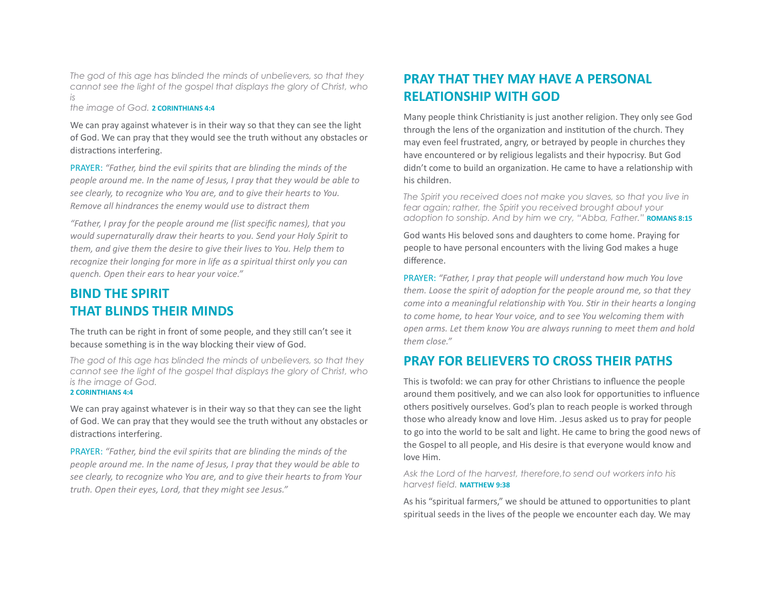*The god of this age has blinded the minds of unbelievers, so that they cannot see the light of the gospel that displays the glory of Christ, who is the image of God.* **2 CORINTHIANS 4:4**

We can pray against whatever is in their way so that they can see the light of God. We can pray that they would see the truth without any obstacles or distractions interfering.

PRAYER: *"Father, bind the evil spirits that are blinding the minds of the people around me. In the name of Jesus, I pray that they would be able to see clearly, to recognize who You are, and to give their hearts to You. Remove all hindrances the enemy would use to distract them*

*"Father, I pray for the people around me (list specific names), that you would supernaturally draw their hearts to you. Send your Holy Spirit to them, and give them the desire to give their lives to You. Help them to recognize their longing for more in life as a spiritual thirst only you can quench. Open their ears to hear your voice."*

## BIND THE SPIRIT THAT BLINDS THEIR MINDS

The truth can be right in front of some people, and they still can't see it because something is in the way blocking their view of God.

*The god of this age has blinded the minds of unbelievers, so that they cannot see the light of the gospel that displays the glory of Christ, who is the image of God.* **2 CORINTHIANS 4:4**

We can pray against whatever is in their way so that they can see the light of God. We can pray that they would see the truth without any obstacles or distractions interfering.

PRAYER: *"Father, bind the evil spirits that are blinding the minds of the people around me. In the name of Jesus, I pray that they would be able to see clearly, to recognize who You are, and to give their hearts to from Your truth. Open their eyes, Lord, that they might see Jesus."*

## PRAY THAT THEY MAY HAVE A PERSONAL RELATIONSHIP WITH GOD

Many people think Christianity is just another religion. They only see God through the lens of the organization and institution of the church. They may even feel frustrated, angry, or betrayed by people in churches they have encountered or by religious legalists and their hypocrisy. But God didn't come to build an organization. He came to have a relationship with his children.

*The Spirit you received does not make you slaves, so that you live in fear again; rather, the Spirit you received brought about your adoption to sonship. And by him we cry, "Abba, Father."* **ROMANS 8:15**

God wants His beloved sons and daughters to come home. Praying for people to have personal encounters with the living God makes a huge difference.

PRAYER: *"Father, I pray that people will understand how much You love them. Loose the spirit of adoption for the people around me, so that they come into a meaningful relationship with You. Stir in their hearts a longing to come home, to hear Your voice, and to see You welcoming them with open arms. Let them know You are always running to meet them and hold them close."*

## PRAY FOR BELIEVERS TO CROSS THEIR PATHS

This is twofold: we can pray for other Christians to influence the people around them positively, and we can also look for opportunities to influence others positively ourselves. God's plan to reach people is worked through those who already know and love Him. .Jesus asked us to pray for people to go into the world to be salt and light. He came to bring the good news of the Gospel to all people, and His desire is that everyone would know and love Him.

*Ask the Lord of the harvest, therefore,to send out workers into his harvest field.* **MATTHEW 9:38**

As his "spiritual farmers," we should be attuned to opportunities to plant spiritual seeds in the lives of the people we encounter each day. We may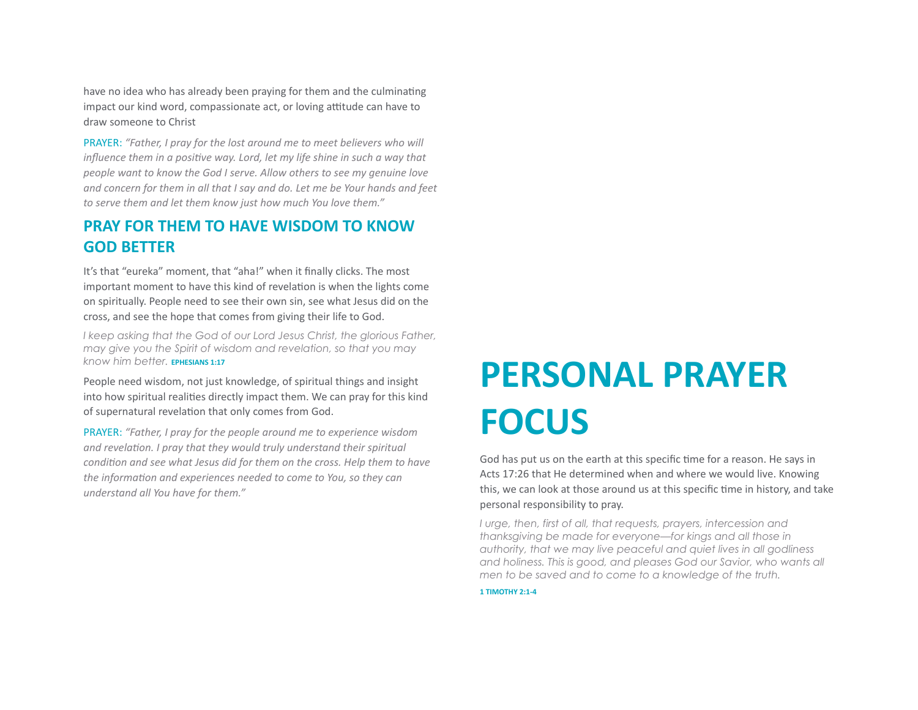have no idea who has already been praying for them and the culminating impact our kind word, compassionate act, or loving attitude can have to draw someone to Christ

PRAYER: *"Father, I pray for the lost around me to meet believers who will influence them in a positive way. Lord, let my life shine in such a way that people want to know the God I serve. Allow others to see my genuine love and concern for them in all that I say and do. Let me be Your hands and feet to serve them and let them know just how much You love them."*

## PRAY FOR THEM TO HAVE WISDOM TO KNOW GOD BETTER

It's that "eureka" moment, that "aha!" when it finally clicks. The most important moment to have this kind of revelation is when the lights come on spiritually. People need to see their own sin, see what Jesus did on the cross, and see the hope that comes from giving their life to God.

*I keep asking that the God of our Lord Jesus Christ, the glorious Father, may give you the Spirit of wisdom and revelation, so that you may know him better.* **EPHESIANS 1:17**

People need wisdom, not just knowledge, of spiritual things and insight into how spiritual realities directly impact them. We can pray for this kind of supernatural revelation that only comes from God.

PRAYER: *"Father, I pray for the people around me to experience wisdom and revelation. I pray that they would truly understand their spiritual condition and see what Jesus did for them on the cross. Help them to have the information and experiences needed to come to You, so they can understand all You have for them."*

# PERSONAL PRAYER FOCUS

God has put us on the earth at this specific time for a reason. He says in Acts 17:26 that He determined when and where we would live. Knowing this, we can look at those around us at this specific time in history, and take personal responsibility to pray.

*I urge, then, first of all, that requests, prayers, intercession and thanksgiving be made for everyone—for kings and all those in authority, that we may live peaceful and quiet lives in all godliness and holiness. This is good, and pleases God our Savior, who wants all men to be saved and to come to a knowledge of the truth.*

**1 TIMOTHY 2:1-4**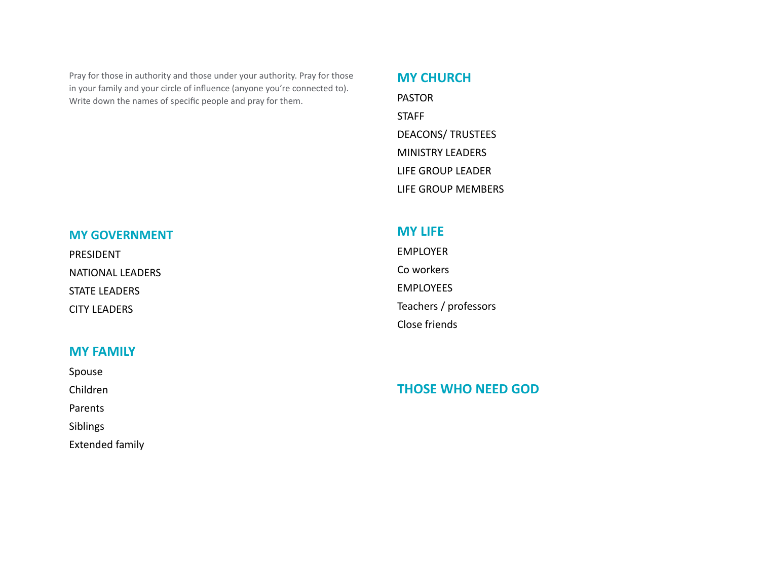Pray for those in authority and those under your authority. Pray for those in your family and your circle of influence (anyone you're connected to). Write down the names of specific people and pray for them.

## MY GOVERNMENT

PRESIDENT

NATIONAL LEADERS

STATE LEADERS

CITY LEADERS

## MY FAMILY

Spouse

Children

Parents

Siblings

Extended family

## MY CHURCH

PASTOR

STAFF

DEACONS/ TRUSTEES

MINISTRY LEADERS

LIFE GROUP LEADER

LIFE GROUP MEMBERS

## MY LIFE

EMPLOYER

Co workers

EMPLOYEES

Teachers / professors

Close friends

## THOSE WHO NEED GOD